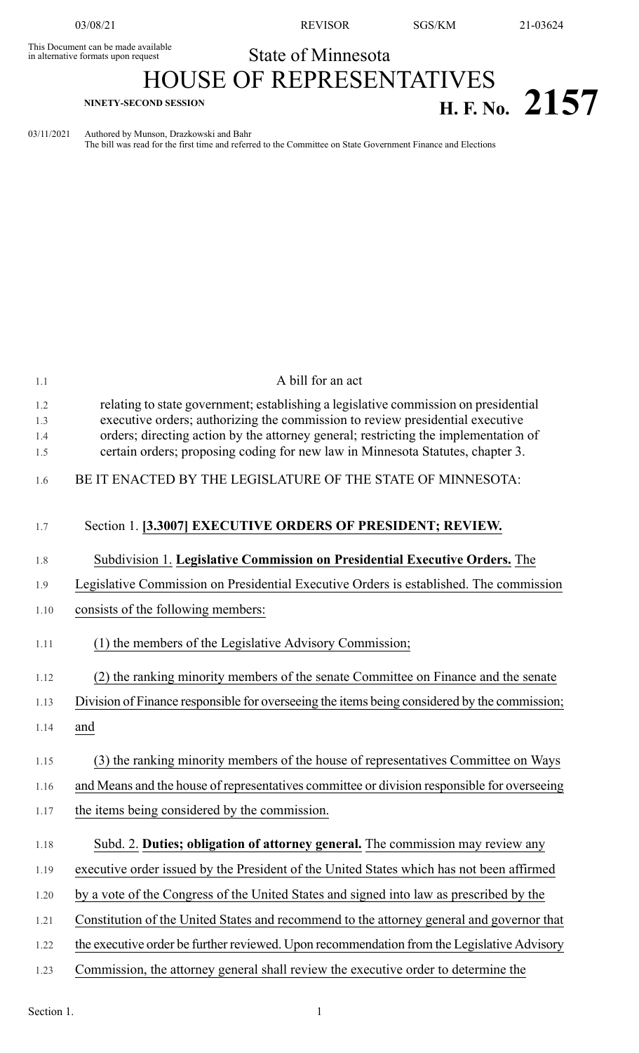This Document can be made available in alternative formats upon request

State of Minnesota

# HOUSE OF REPRESENTATIVES

**NINETY-SECOND SESSION**

# H. F. No. 2157

03/11/2021 Authored by Munson, Drazkowski and Bahr

The bill was read for the first time and referred to the Committee on State Government Finance and Elections

A bill for an act

relating to state government; establishing a legislative commission on presidential executive orders; authorizing the commission to review presidential executive orders; directing action by the attorney general; restricting the implementation of certain orders; proposing coding for new law in Minnesota Statutes, chapter 3.

BE IT ENACTED BY THE LEGISLATURE OF THE STATE OF MINNESOTA:

Section 1. **[3.3007] EXECUTIVE ORDERS OF PRESIDENT; REVIEW.**

Subdivision 1. **Legislative Commission on Presidential Executive Orders.** The Legislative Commission on Presidential Executive Orders is established. The commission consists of the following members:

(1) the members of the Legislative Advisory Commission;

(2) the ranking minority members of the senate Committee on Finance and the senate Division of Finance responsible for overseeing the items being considered by the commission; and

(3) the ranking minority members of the house of representatives Committee on Ways and Means and the house of representatives committee or division responsible for overseeing the items being considered by the commission.

Subd. 2. **Duties; obligation of attorney general.** The commission may review any executive order issued by the President of the United States which has not been affirmed by a vote of the Congress of the United States and signed into law as prescribed by the Constitution of the United States and recommend to the attorney general and governor that the executive order be further reviewed. Upon recommendation from the Legislative Advisory Commission, the attorney general shall review the executive order to determine the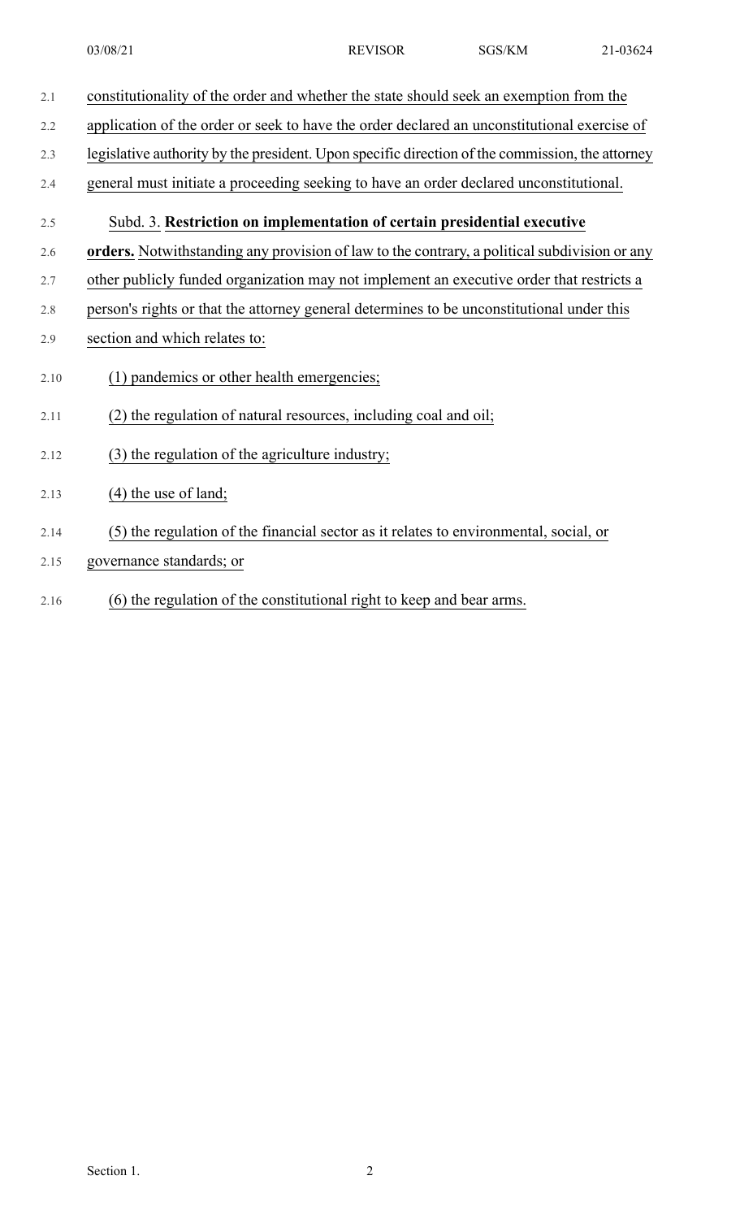constitutionality of the order and whether the state should seek an exemption from the application of the order or seek to have the order declared an unconstitutional exercise of legislative authority by the president. Upon specific direction of the commission, the attorney general must initiate a proceeding seeking to have an order declared unconstitutional.

Subd. 3. **Restriction on implementation of certain presidential executive orders.** Notwithstanding any provision of law to the contrary, a political subdivision or any other publicly funded organization may not implement an executive order that restricts a person's rights or that the attorney general determines to be unconstitutional under this section and which relates to:

(1) pandemics or other health emergencies;

(2) the regulation of natural resources, including coal and oil;

(3) the regulation of the agriculture industry;

(4) the use of land;

(5) the regulation of the financial sector as it relates to environmental, social, or governance standards; or

(6) the regulation of the constitutional right to keep and bear arms.